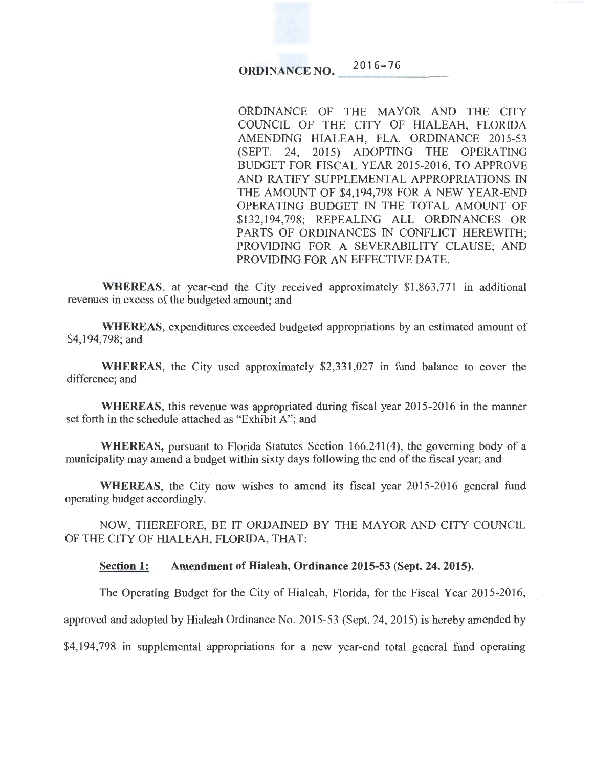# ORDINANCE NO. 2016-76

ORDINANCE OF THE MAYOR AND THE CITY COUNCIL OF THE CITY OF HIALEAH, FLORIDA AMENDING HIALEAH, FLA. ORDINANCE 2015-53 (SEPT. 24, 2015) ADOPTING THE OPERATING BUDGET FOR FISCAL YEAR 2015-2016, TO APPROVE AND RATIFY SUPPLEMENTAL APPROPRIATIONS IN THE AMOUNT OF $4,194,798 FOR A NEW YEAR-END OPERATING BUDGET IN THE TOTAL AMOUNT OF $132,194,798; REPEALING ALL ORDINANCES OR PARTS OF ORDINANCES IN CONFLICT HEREWITH; PROVIDING FOR A SEVERABILITY CLAUSE; AND PROVIDING FOR AN EFFECTIVE DATE.

**WHEREAS**, at year-end the City received approximately $1,863,771 in additional revenues in excess of the budgeted amount; and

**WHEREAS**, expenditures exceeded budgeted appropriations by an estimated amount of $4,194,798; and

**WHEREAS**, the City used approximately $2,331,027 in fund balance to cover the difference; and

**WHEREAS**, this revenue was appropriated during fiscal year 2015-2016 in the manner set forth in the schedule attached as "Exhibit A"; and

**WHEREAS,** pursuant to Florida Statutes Section 166.241(4), the governing body of a municipality may amend a budget within sixty days following the end of the fiscal year; and

**WHEREAS**, the City now wishes to amend its fiscal year 2015-2016 general fund operating budget accordingly.

NOW, THEREFORE, BE IT ORDAINED BY THE MAYOR AND CITY COUNCIL OF THE CITY OF HIALEAH, FLORIDA, THAT:

**Section 1: Amendment of Hialeah, Ordinance 2015-53 (Sept. 24, 2015).**

The Operating Budget for the City of Hialeah, Florida, for the Fiscal Year 2015-2016, approved and adopted by Hialeah Ordinance No. 2015-53 (Sept. 24, 2015) is hereby amended by $4,194,798 in supplemental appropriations for a new year-end total general fund operating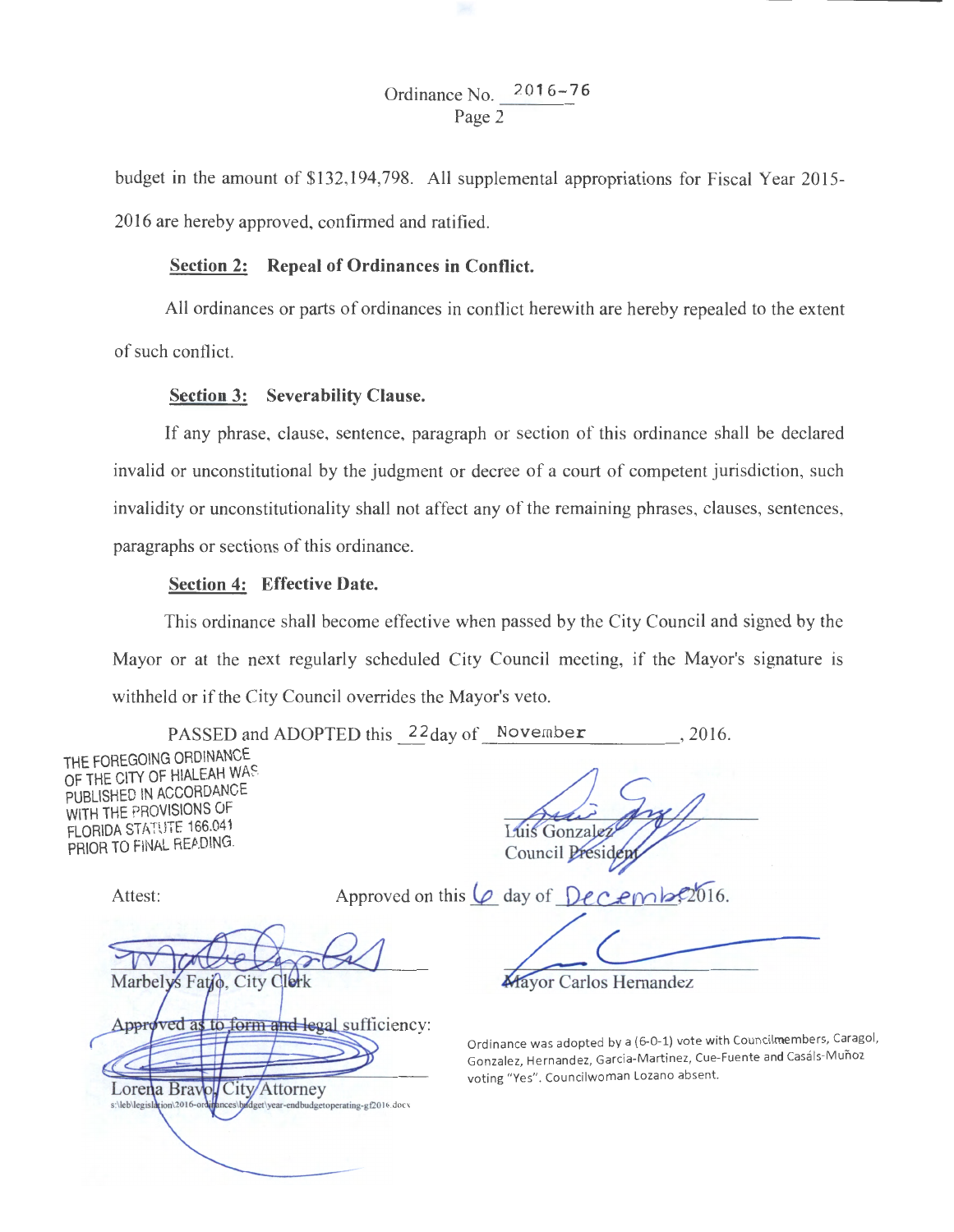Ordinance No. 2016-76

budget in the amount of $132,194,798. All supplemental appropriations for Fiscal Year 2015-2016 are hereby approved, confirmed and ratified.

**Section 2: Repeal of Ordinances in Conflict.**

All ordinances or parts of ordinances in conflict herewith are hereby repealed to the extent of such conflict.

**Section 3: Severability Clause.**

If any phrase, clause, sentence, paragraph or section of this ordinance shall be declared invalid or unconstitutional by the judgment or decree of a court of competent jurisdiction, such invalidity or unconstitutionality shall not affect any of the remaining phrases, clauses, sentences, paragraphs or sections of this ordinance.

**Section 4: Effective Date.**

This ordinance shall become effective when passed by the City Council and signed by the Mayor or at the next regularly scheduled City Council meeting, if the Mayor's signature is withheld or if the City Council overrides the Mayor's veto.

PASSED and ADOPTED this 22 day of November, 2016.

THE FOREGOING ORDINANCE OF THE CITY OF HIALEAH WAS PUBLISHED IN ACCORDANCE WITH THE PROVISIONS OF FLORIDA STATUTE 166.041 PRIOR TO FINAL READING.

Luis Gonzalez
Council President

Attest:

Approved on this 6 day of December 2016.

Marbelys Fatjo, City Clerk

Mayor Carlos Hernandez

Approved as to form and legal sufficiency:

Lorena Bravo, City Attorney

s:\leb\legislation\2016-ordinances\budget\year-endbudgetoperating-gf2016.docx

Ordinance was adopted by a (6-0-1) vote with Councilmembers, Caragol, Gonzalez, Hernandez, Garcia-Martinez, Cue-Fuente and Casáls-Muñoz voting "Yes". Councilwoman Lozano absent.